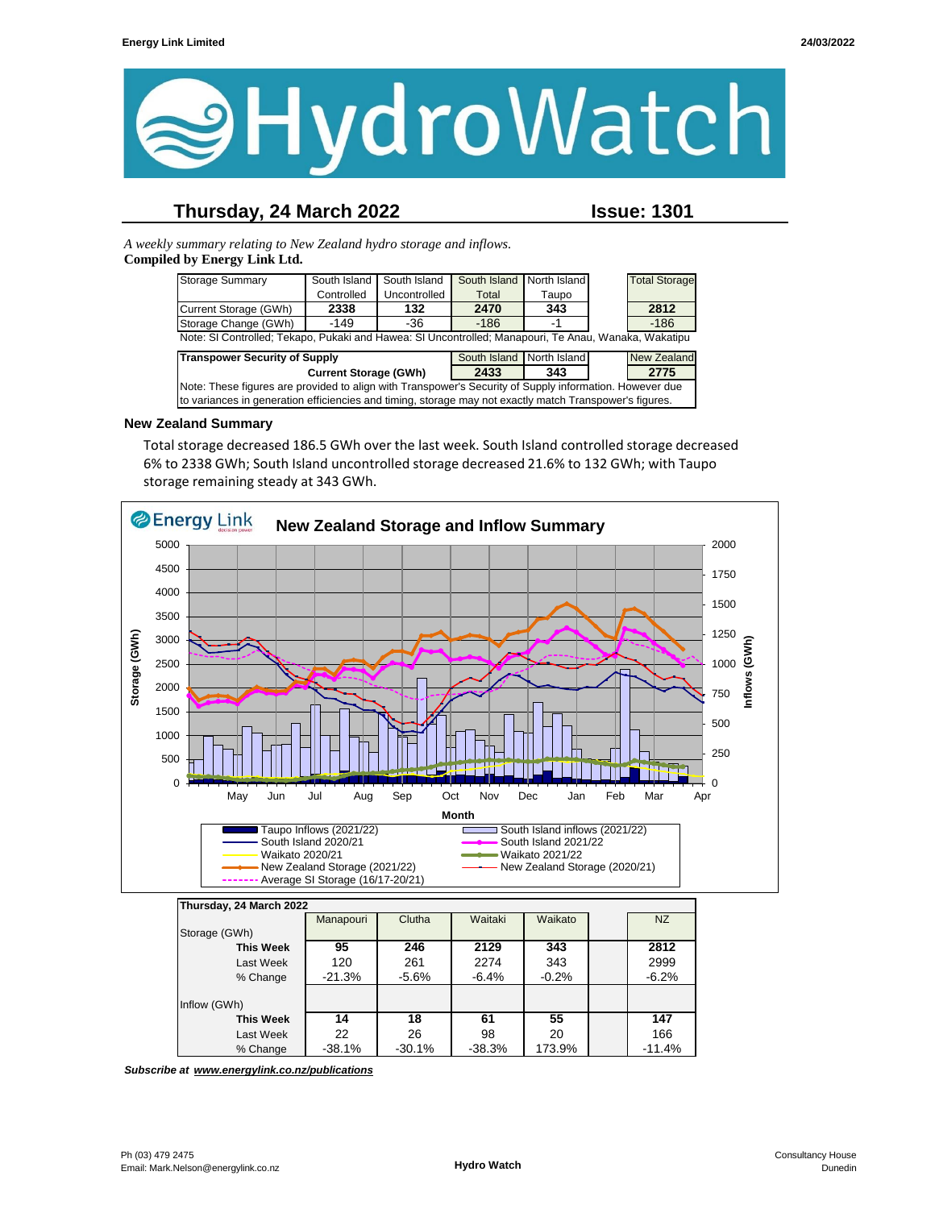Energy Link Limited — 24/03/2022

# HydroWatch

## Thursday, 24 March 2022 — Issue: 1301

*A weekly summary relating to New Zealand hydro storage and inflows.*
**Compiled by Energy Link Ltd.**

| Storage Summary | South Island Controlled | South Island Uncontrolled | South Island Total | North Island Taupo | | Total Storage |
|---|---|---|---|---|---|---|
| Current Storage (GWh) | **2338** | **132** | **2470** | **343** | | **2812** |
| Storage Change (GWh) | -149 | -36 | -186 | -1 | | -186 |

Note: SI Controlled; Tekapo, Pukaki and Hawea: SI Uncontrolled; Manapouri, Te Anau, Wanaka, Wakatipu

| Transpower Security of Supply | South Island | North Island | | New Zealand |
|---|---|---|---|---|
| **Current Storage (GWh)** | **2433** | **343** | | **2775** |

Note: These figures are provided to align with Transpower's Security of Supply information. However due to variances in generation efficiencies and timing, storage may not exactly match Transpower's figures.

### New Zealand Summary

Total storage decreased 186.5 GWh over the last week. South Island controlled storage decreased 6% to 2338 GWh; South Island uncontrolled storage decreased 21.6% to 132 GWh; with Taupo storage remaining steady at 343 GWh.

**New Zealand Storage and Inflow Summary**

| Thursday, 24 March 2022 | Manapouri | Clutha | Waitaki | Waikato | | NZ |
|---|---|---|---|---|---|---|
| Storage (GWh) | | | | | | |
| **This Week** | **95** | **246** | **2129** | **343** | | **2812** |
| Last Week | 120 | 261 | 2274 | 343 | | 2999 |
| % Change | -21.3% | -5.6% | -6.4% | -0.2% | | -6.2% |
| Inflow (GWh) | | | | | | |
| **This Week** | **14** | **18** | **61** | **55** | | **147** |
| Last Week | 22 | 26 | 98 | 20 | | 166 |
| % Change | -38.1% | -30.1% | -38.3% | 173.9% | | -11.4% |

***Subscribe at www.energylink.co.nz/publications***

Ph (03) 479 2475
Email: Mark.Nelson@energylink.co.nz

Hydro Watch

Consultancy House
Dunedin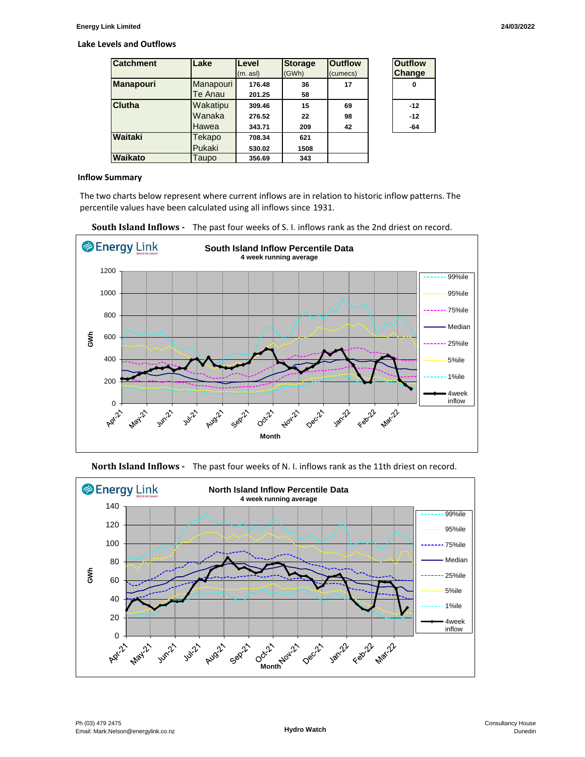## Lake Levels and Outflows

| Catchment | Lake | Level (m. asl) | Storage (GWh) | Outflow (cumecs) | Outflow Change |
|---|---|---|---|---|---|
| Manapouri | Manapouri | 176.48 | 36 | 17 | 0 |
| | Te Anau | 201.25 | 58 | | |
| Clutha | Wakatipu | 309.46 | 15 | 69 | -12 |
| | Wanaka | 276.52 | 22 | 98 | -12 |
| | Hawea | 343.71 | 209 | 42 | -64 |
| Waitaki | Tekapo | 708.34 | 621 | | |
| | Pukaki | 530.02 | 1508 | | |
| Waikato | Taupo | 356.69 | 343 | | |

## Inflow Summary

The two charts below represent where current inflows are in relation to historic inflow patterns. The percentile values have been calculated using all inflows since 1931.

**South Island Inflows -** The past four weeks of S. I. inflows rank as the 2nd driest on record.

**North Island Inflows -** The past four weeks of N. I. inflows rank as the 11th driest on record.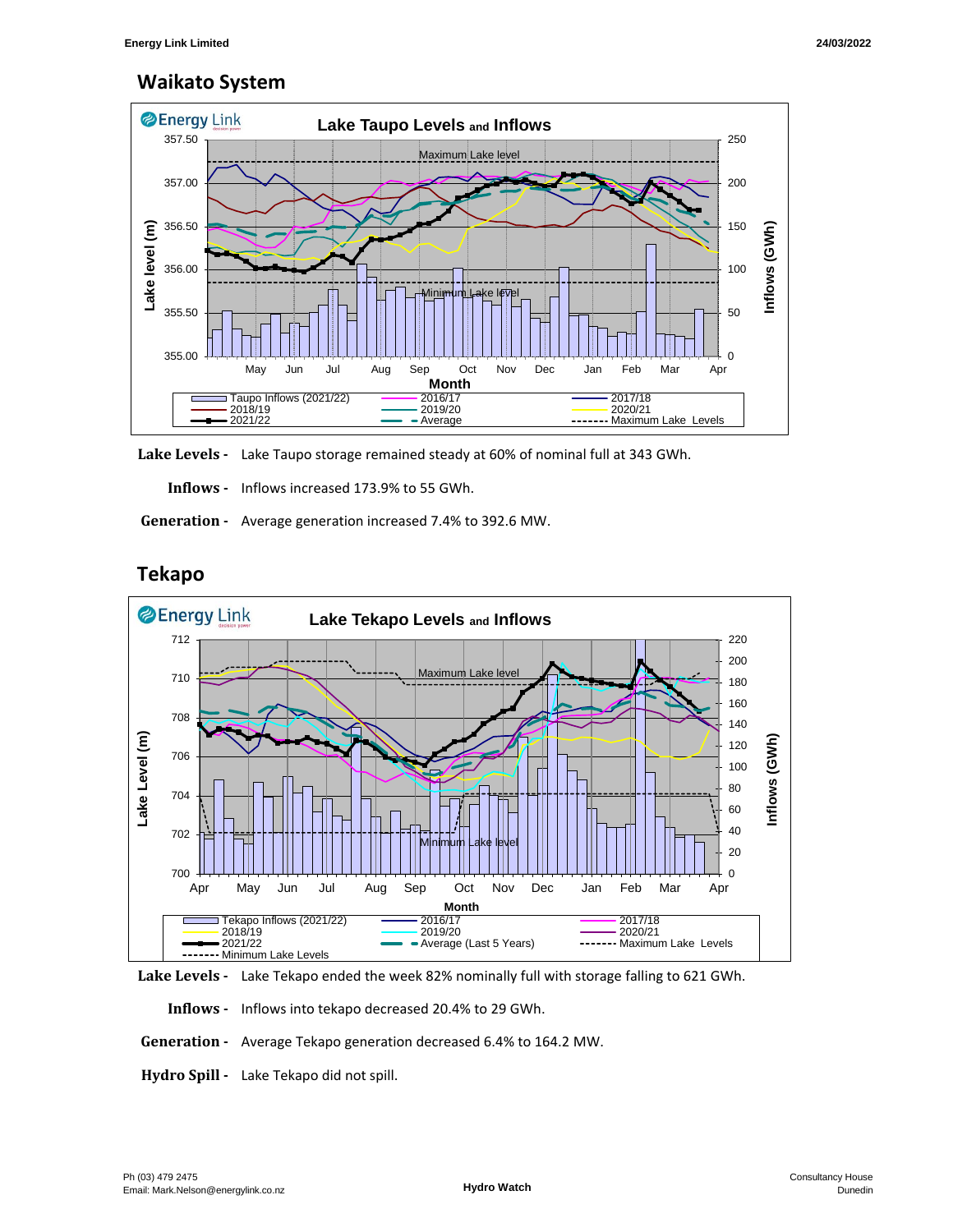## Waikato System

**Lake Levels -** Lake Taupo storage remained steady at 60% of nominal full at 343 GWh.

**Inflows -** Inflows increased 173.9% to 55 GWh.

**Generation -** Average generation increased 7.4% to 392.6 MW.

## Tekapo

**Lake Levels -** Lake Tekapo ended the week 82% nominally full with storage falling to 621 GWh.

**Inflows -** Inflows into tekapo decreased 20.4% to 29 GWh.

**Generation -** Average Tekapo generation decreased 6.4% to 164.2 MW.

**Hydro Spill -** Lake Tekapo did not spill.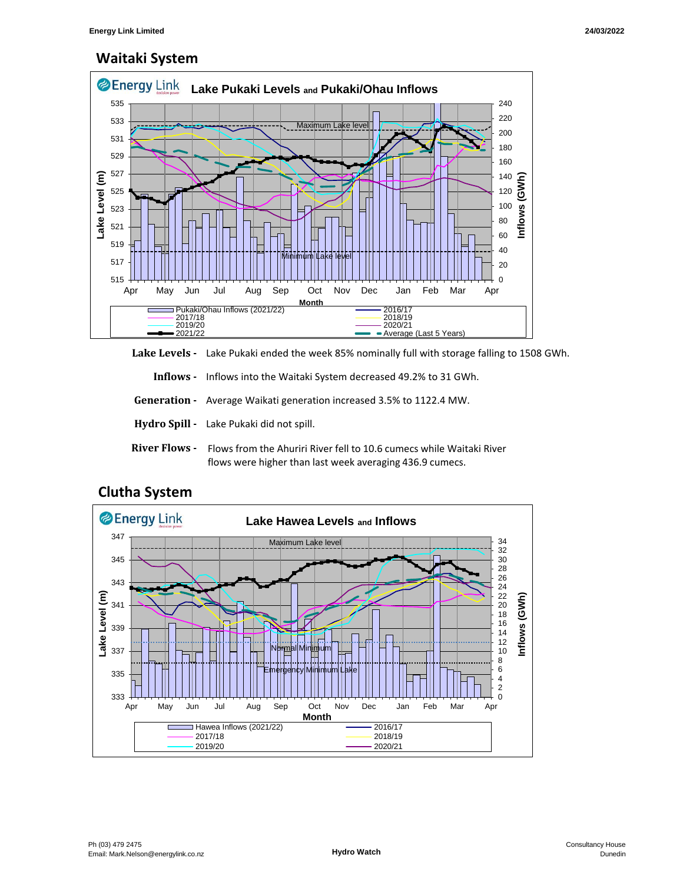## Waitaki System

**Lake Levels -** Lake Pukaki ended the week 85% nominally full with storage falling to 1508 GWh.

**Inflows -** Inflows into the Waitaki System decreased 49.2% to 31 GWh.

**Generation -** Average Waikati generation increased 3.5% to 1122.4 MW.

**Hydro Spill -** Lake Pukaki did not spill.

**River Flows -** Flows from the Ahuriri River fell to 10.6 cumecs while Waitaki River flows were higher than last week averaging 436.9 cumecs.

## Clutha System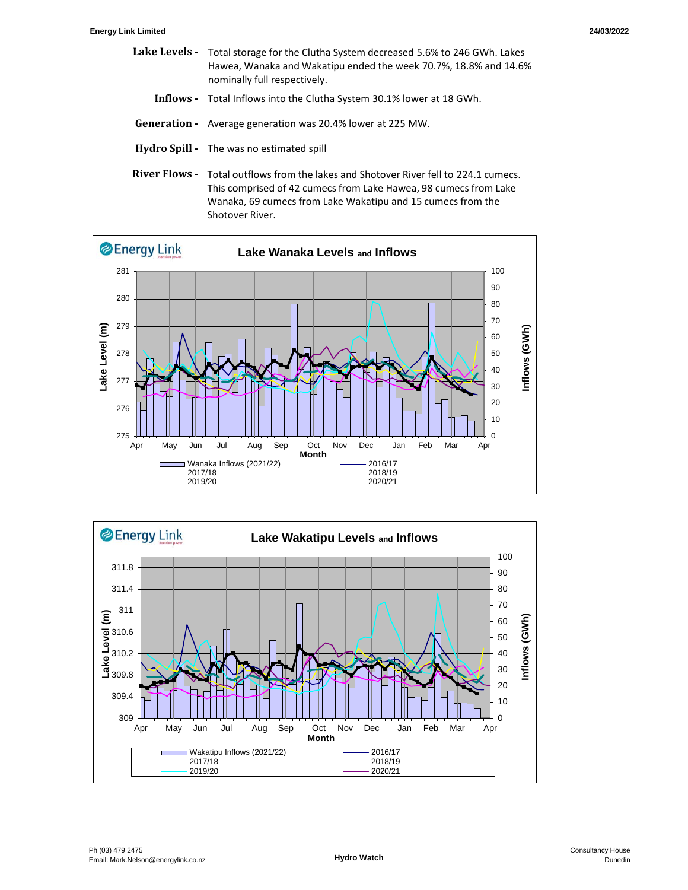**Lake Levels -** Total storage for the Clutha System decreased 5.6% to 246 GWh. Lakes Hawea, Wanaka and Wakatipu ended the week 70.7%, 18.8% and 14.6% nominally full respectively.

**Inflows -** Total Inflows into the Clutha System 30.1% lower at 18 GWh.

**Generation -** Average generation was 20.4% lower at 225 MW.

**Hydro Spill -** The was no estimated spill

**River Flows -** Total outflows from the lakes and Shotover River fell to 224.1 cumecs. This comprised of 42 cumecs from Lake Hawea, 98 cumecs from Lake Wanaka, 69 cumecs from Lake Wakatipu and 15 cumecs from the Shotover River.

**Lake Wanaka Levels and Inflows**

Lake Level (m) / Inflows (GWh) by Month (Apr–Apr). Legend: Wanaka Inflows (2021/22), 2016/17, 2017/18, 2018/19, 2019/20, 2020/21

**Lake Wakatipu Levels and Inflows**

Lake Level (m) / Inflows (GWh) by Month (Apr–Apr). Legend: Wakatipu Inflows (2021/22), 2016/17, 2017/18, 2018/19, 2019/20, 2020/21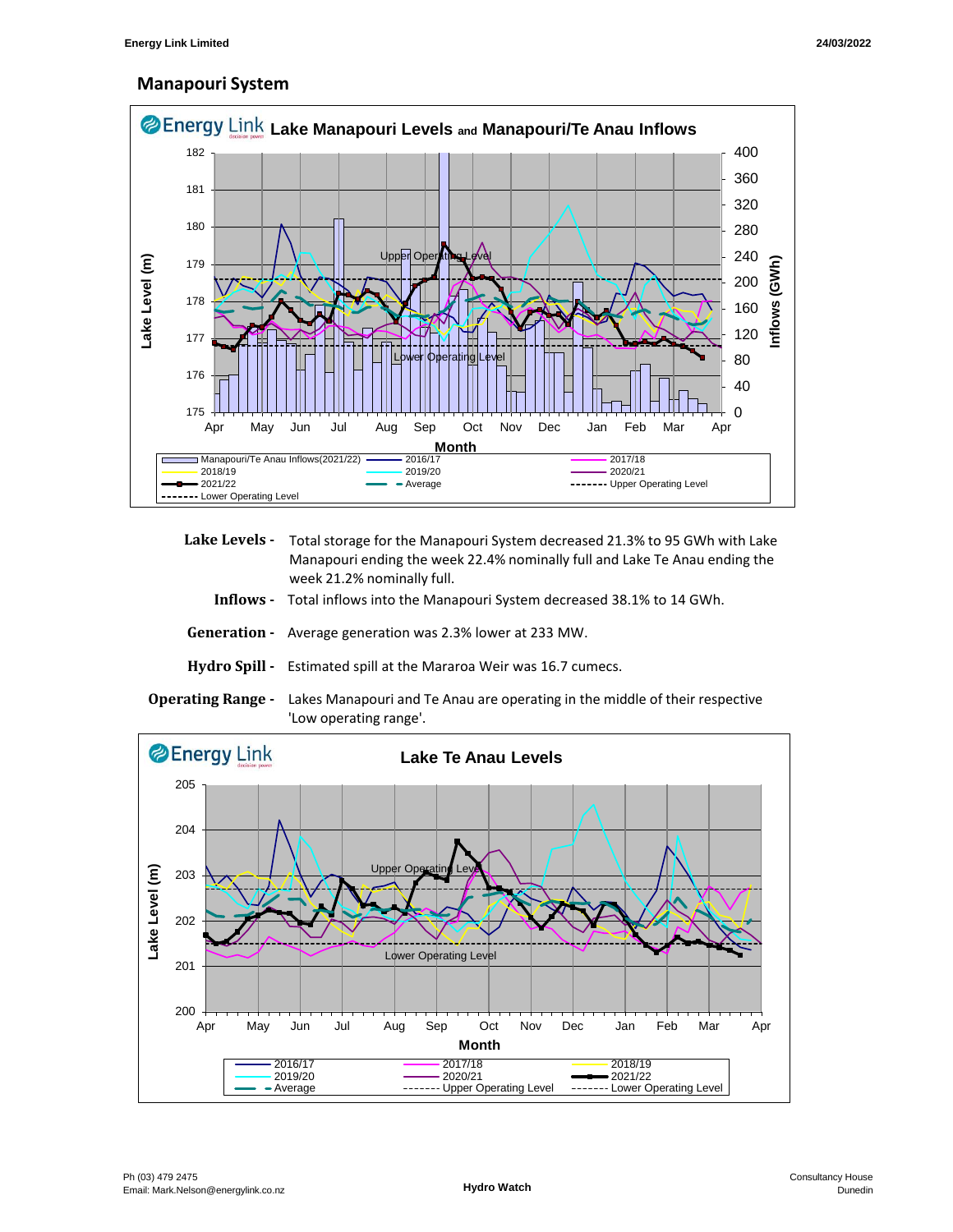## Manapouri System

Energy Link

**Lake Manapouri Levels and Manapouri/Te Anau Inflows**

Lake Level (m)

182
181
180
179
178
177
176
175

Inflows (GWh)

400
360
320
280
240
200
160
120
80
40
0

Apr May Jun Jul Aug Sep Oct Nov Dec Jan Feb Mar Apr

Month

Upper Operating Level

Lower Operating Level

Manapouri/Te Anau Inflows(2021/22)
2016/17
2017/18
2018/19
2019/20
2020/21
2021/22
Average
Upper Operating Level
Lower Operating Level

**Lake Levels -** Total storage for the Manapouri System decreased 21.3% to 95 GWh with Lake Manapouri ending the week 22.4% nominally full and Lake Te Anau ending the week 21.2% nominally full.

**Inflows -** Total inflows into the Manapouri System decreased 38.1% to 14 GWh.

**Generation -** Average generation was 2.3% lower at 233 MW.

**Hydro Spill -** Estimated spill at the Mararoa Weir was 16.7 cumecs.

**Operating Range -** Lakes Manapouri and Te Anau are operating in the middle of their respective 'Low operating range'.

Energy Link

**Lake Te Anau Levels**

Lake Level (m)

205
204
203
202
201
200

Apr May Jun Jul Aug Sep Oct Nov Dec Jan Feb Mar Apr

Month

Upper Operating Level

Lower Operating Level

2016/17
2017/18
2018/19
2019/20
2020/21
2021/22
Average
Upper Operating Level
Lower Operating Level